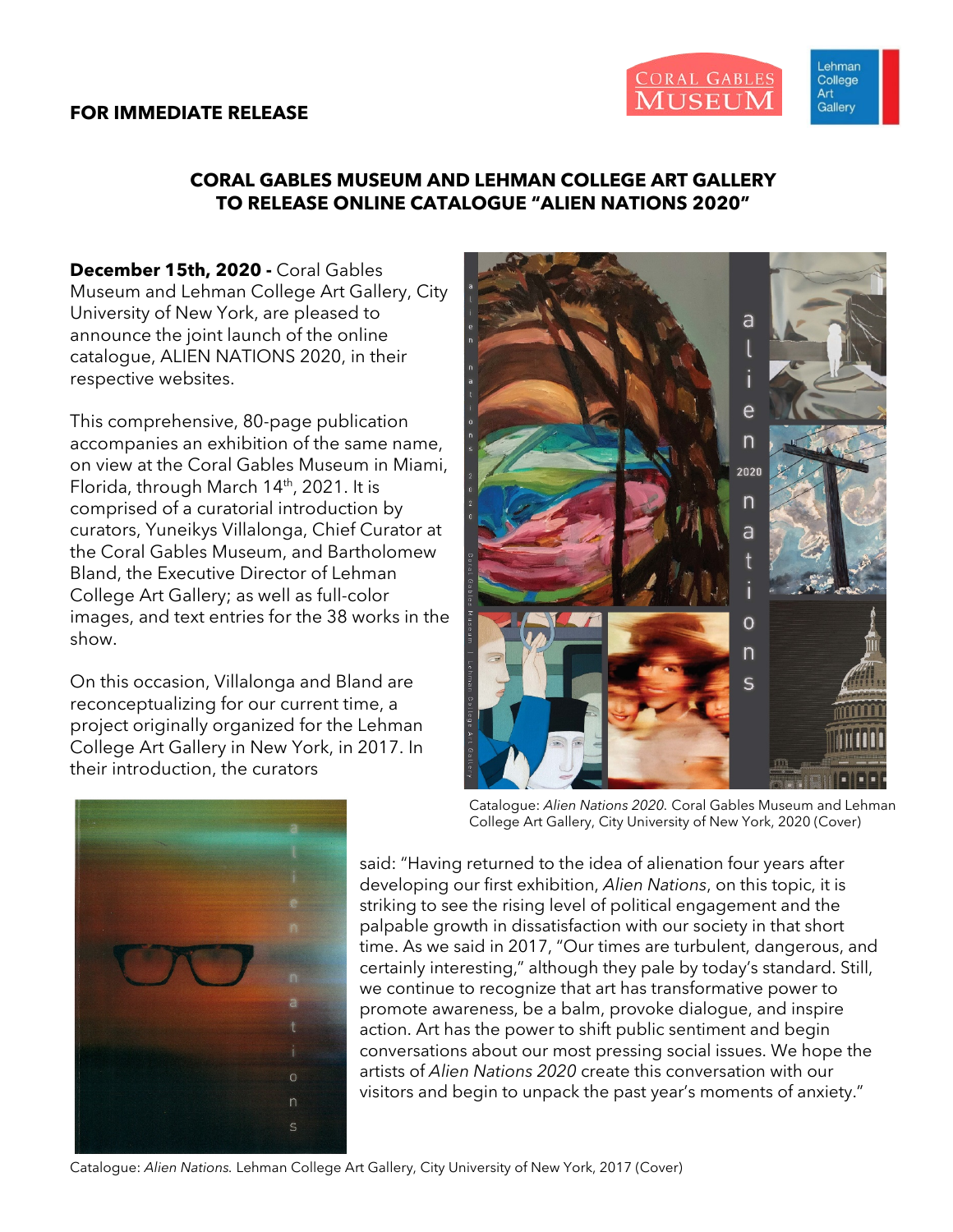**FOR IMMEDIATE RELEASE**

# CORAL GABLES MUSEUM AND LEHMAN COLLEGE ART GALLERY TO RELEASE ONLINE CATALOGUE "ALIEN NATIONS 2020"

**December 15th, 2020 -** Coral Gables Museum and Lehman College Art Gallery, City University of New York, are pleased to announce the joint launch of the online catalogue, ALIEN NATIONS 2020, in their respective websites.

This comprehensive, 80-page publication accompanies an exhibition of the same name, on view at the Coral Gables Museum in Miami, Florida, through March 14th, 2021. It is comprised of a curatorial introduction by curators, Yuneikys Villalonga, Chief Curator at the Coral Gables Museum, and Bartholomew Bland, the Executive Director of Lehman College Art Gallery; as well as full-color images, and text entries for the 38 works in the show.

Catalogue: *Alien Nations 2020.* Coral Gables Museum and Lehman College Art Gallery, City University of New York, 2020 (Cover)

On this occasion, Villalonga and Bland are reconceptualizing for our current time, a project originally organized for the Lehman College Art Gallery in New York, in 2017. In their introduction, the curators said: "Having returned to the idea of alienation four years after developing our first exhibition, *Alien Nations*, on this topic, it is striking to see the rising level of political engagement and the palpable growth in dissatisfaction with our society in that short time. As we said in 2017, "Our times are turbulent, dangerous, and certainly interesting," although they pale by today's standard. Still, we continue to recognize that art has transformative power to promote awareness, be a balm, provoke dialogue, and inspire action. Art has the power to shift public sentiment and begin conversations about our most pressing social issues. We hope the artists of *Alien Nations 2020* create this conversation with our visitors and begin to unpack the past year's moments of anxiety."

Catalogue: *Alien Nations.* Lehman College Art Gallery, City University of New York, 2017 (Cover)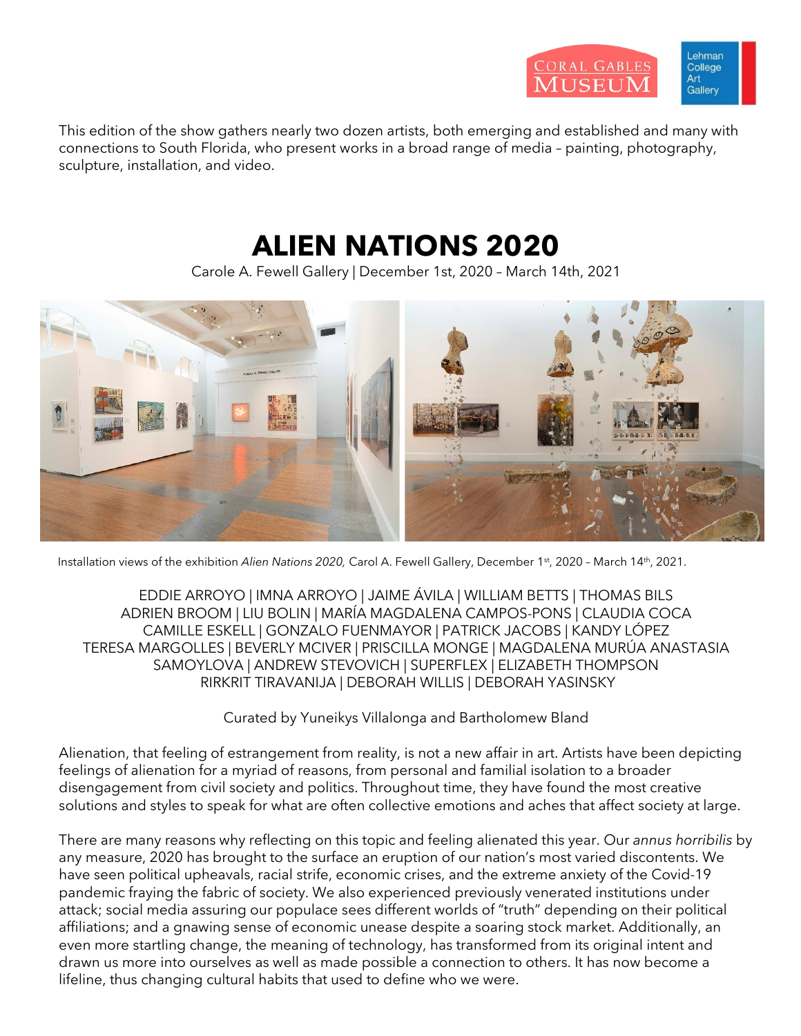This edition of the show gathers nearly two dozen artists, both emerging and established and many with connections to South Florida, who present works in a broad range of media – painting, photography, sculpture, installation, and video.

# ALIEN NATIONS 2020

Carole A. Fewell Gallery | December 1st, 2020 – March 14th, 2021

Installation views of the exhibition *Alien Nations 2020,* Carol A. Fewell Gallery, December 1st, 2020 – March 14th, 2021.

EDDIE ARROYO | IMNA ARROYO | JAIME ÁVILA | WILLIAM BETTS | THOMAS BILS
ADRIEN BROOM | LIU BOLIN | MARÍA MAGDALENA CAMPOS-PONS | CLAUDIA COCA
CAMILLE ESKELL | GONZALO FUENMAYOR | PATRICK JACOBS | KANDY LÓPEZ
TERESA MARGOLLES | BEVERLY MCIVER | PRISCILLA MONGE | MAGDALENA MURÚA ANASTASIA
SAMOYLOVA | ANDREW STEVOVICH | SUPERFLEX | ELIZABETH THOMPSON
RIRKRIT TIRAVANIJA | DEBORAH WILLIS | DEBORAH YASINSKY

Curated by Yuneikys Villalonga and Bartholomew Bland

Alienation, that feeling of estrangement from reality, is not a new affair in art. Artists have been depicting feelings of alienation for a myriad of reasons, from personal and familial isolation to a broader disengagement from civil society and politics. Throughout time, they have found the most creative solutions and styles to speak for what are often collective emotions and aches that affect society at large.

There are many reasons why reflecting on this topic and feeling alienated this year. Our *annus horribilis* by any measure, 2020 has brought to the surface an eruption of our nation's most varied discontents. We have seen political upheavals, racial strife, economic crises, and the extreme anxiety of the Covid-19 pandemic fraying the fabric of society. We also experienced previously venerated institutions under attack; social media assuring our populace sees different worlds of "truth" depending on their political affiliations; and a gnawing sense of economic unease despite a soaring stock market. Additionally, an even more startling change, the meaning of technology, has transformed from its original intent and drawn us more into ourselves as well as made possible a connection to others. It has now become a lifeline, thus changing cultural habits that used to define who we were.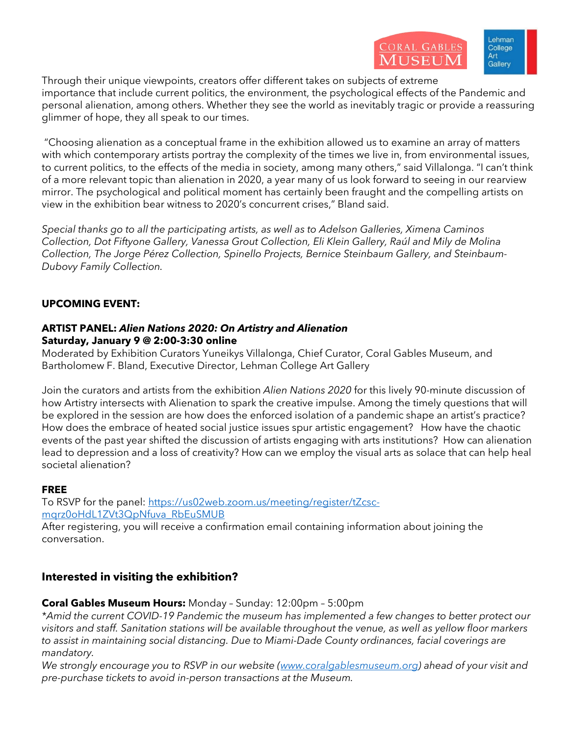Through their unique viewpoints, creators offer different takes on subjects of extreme importance that include current politics, the environment, the psychological effects of the Pandemic and personal alienation, among others. Whether they see the world as inevitably tragic or provide a reassuring glimmer of hope, they all speak to our times.

"Choosing alienation as a conceptual frame in the exhibition allowed us to examine an array of matters with which contemporary artists portray the complexity of the times we live in, from environmental issues, to current politics, to the effects of the media in society, among many others," said Villalonga. "I can't think of a more relevant topic than alienation in 2020, a year many of us look forward to seeing in our rearview mirror. The psychological and political moment has certainly been fraught and the compelling artists on view in the exhibition bear witness to 2020's concurrent crises," Bland said.

*Special thanks go to all the participating artists, as well as to Adelson Galleries, Ximena Caminos Collection, Dot Fiftyone Gallery, Vanessa Grout Collection, Eli Klein Gallery, Raúl and Mily de Molina Collection, The Jorge Pérez Collection, Spinello Projects, Bernice Steinbaum Gallery, and Steinbaum-Dubovy Family Collection.*

**UPCOMING EVENT:**

**ARTIST PANEL: *Alien Nations 2020: On Artistry and Alienation***
**Saturday, January 9 @ 2:00-3:30 online**
Moderated by Exhibition Curators Yuneikys Villalonga, Chief Curator, Coral Gables Museum, and Bartholomew F. Bland, Executive Director, Lehman College Art Gallery

Join the curators and artists from the exhibition *Alien Nations 2020* for this lively 90-minute discussion of how Artistry intersects with Alienation to spark the creative impulse. Among the timely questions that will be explored in the session are how does the enforced isolation of a pandemic shape an artist's practice? How does the embrace of heated social justice issues spur artistic engagement? How have the chaotic events of the past year shifted the discussion of artists engaging with arts institutions? How can alienation lead to depression and a loss of creativity? How can we employ the visual arts as solace that can help heal societal alienation?

**FREE**
To RSVP for the panel: [https://us02web.zoom.us/meeting/register/tZcsc-mqrz0oHdL1ZVt3QpNfuva_RbEuSMUB](https://us02web.zoom.us/meeting/register/tZcsc-mqrz0oHdL1ZVt3QpNfuva_RbEuSMUB)
After registering, you will receive a confirmation email containing information about joining the conversation.

## Interested in visiting the exhibition?

**Coral Gables Museum Hours:** Monday – Sunday: 12:00pm – 5:00pm
*\*Amid the current COVID-19 Pandemic the museum has implemented a few changes to better protect our visitors and staff. Sanitation stations will be available throughout the venue, as well as yellow floor markers to assist in maintaining social distancing. Due to Miami-Dade County ordinances, facial coverings are mandatory.*
*We strongly encourage you to RSVP in our website ([www.coralgablesmuseum.org](www.coralgablesmuseum.org)) ahead of your visit and pre-purchase tickets to avoid in-person transactions at the Museum.*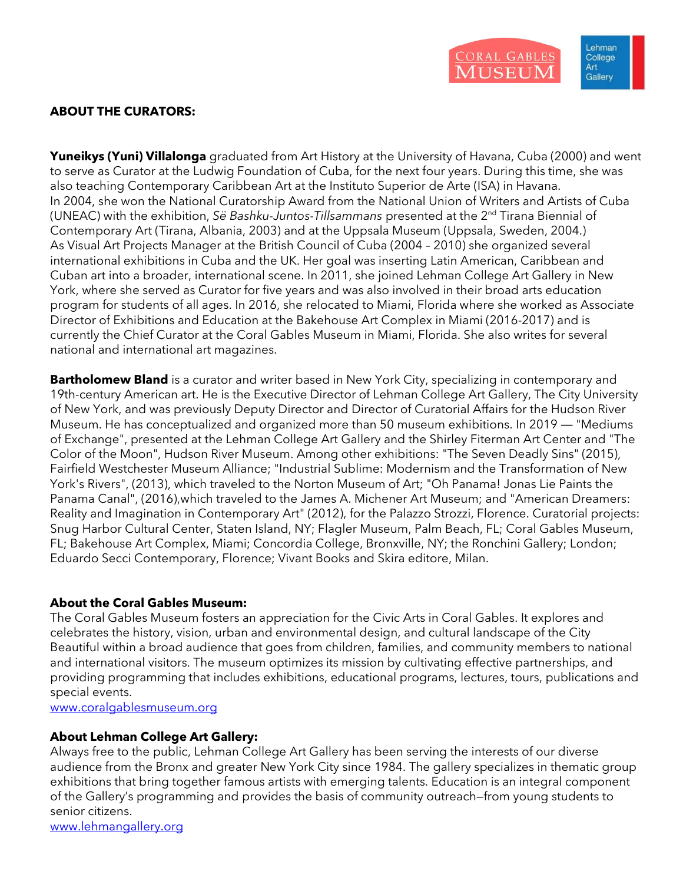## ABOUT THE CURATORS:

**Yuneikys (Yuni) Villalonga** graduated from Art History at the University of Havana, Cuba (2000) and went to serve as Curator at the Ludwig Foundation of Cuba, for the next four years. During this time, she was also teaching Contemporary Caribbean Art at the Instituto Superior de Arte (ISA) in Havana. In 2004, she won the National Curatorship Award from the National Union of Writers and Artists of Cuba (UNEAC) with the exhibition, *Së Bashku-Juntos-Tillsammans* presented at the 2nd Tirana Biennial of Contemporary Art (Tirana, Albania, 2003) and at the Uppsala Museum (Uppsala, Sweden, 2004.) As Visual Art Projects Manager at the British Council of Cuba (2004 – 2010) she organized several international exhibitions in Cuba and the UK. Her goal was inserting Latin American, Caribbean and Cuban art into a broader, international scene. In 2011, she joined Lehman College Art Gallery in New York, where she served as Curator for five years and was also involved in their broad arts education program for students of all ages. In 2016, she relocated to Miami, Florida where she worked as Associate Director of Exhibitions and Education at the Bakehouse Art Complex in Miami (2016-2017) and is currently the Chief Curator at the Coral Gables Museum in Miami, Florida. She also writes for several national and international art magazines.

**Bartholomew Bland** is a curator and writer based in New York City, specializing in contemporary and 19th-century American art. He is the Executive Director of Lehman College Art Gallery, The City University of New York, and was previously Deputy Director and Director of Curatorial Affairs for the Hudson River Museum. He has conceptualized and organized more than 50 museum exhibitions. In 2019 — "Mediums of Exchange", presented at the Lehman College Art Gallery and the Shirley Fiterman Art Center and "The Color of the Moon", Hudson River Museum. Among other exhibitions: "The Seven Deadly Sins" (2015), Fairfield Westchester Museum Alliance; "Industrial Sublime: Modernism and the Transformation of New York's Rivers", (2013), which traveled to the Norton Museum of Art; "Oh Panama! Jonas Lie Paints the Panama Canal", (2016),which traveled to the James A. Michener Art Museum; and "American Dreamers: Reality and Imagination in Contemporary Art" (2012), for the Palazzo Strozzi, Florence. Curatorial projects: Snug Harbor Cultural Center, Staten Island, NY; Flagler Museum, Palm Beach, FL; Coral Gables Museum, FL; Bakehouse Art Complex, Miami; Concordia College, Bronxville, NY; the Ronchini Gallery; London; Eduardo Secci Contemporary, Florence; Vivant Books and Skira editore, Milan.

### About the Coral Gables Museum:

The Coral Gables Museum fosters an appreciation for the Civic Arts in Coral Gables. It explores and celebrates the history, vision, urban and environmental design, and cultural landscape of the City Beautiful within a broad audience that goes from children, families, and community members to national and international visitors. The museum optimizes its mission by cultivating effective partnerships, and providing programming that includes exhibitions, educational programs, lectures, tours, publications and special events.
www.coralgablesmuseum.org

### About Lehman College Art Gallery:

Always free to the public, Lehman College Art Gallery has been serving the interests of our diverse audience from the Bronx and greater New York City since 1984. The gallery specializes in thematic group exhibitions that bring together famous artists with emerging talents. Education is an integral component of the Gallery's programming and provides the basis of community outreach—from young students to senior citizens.
www.lehmangallery.org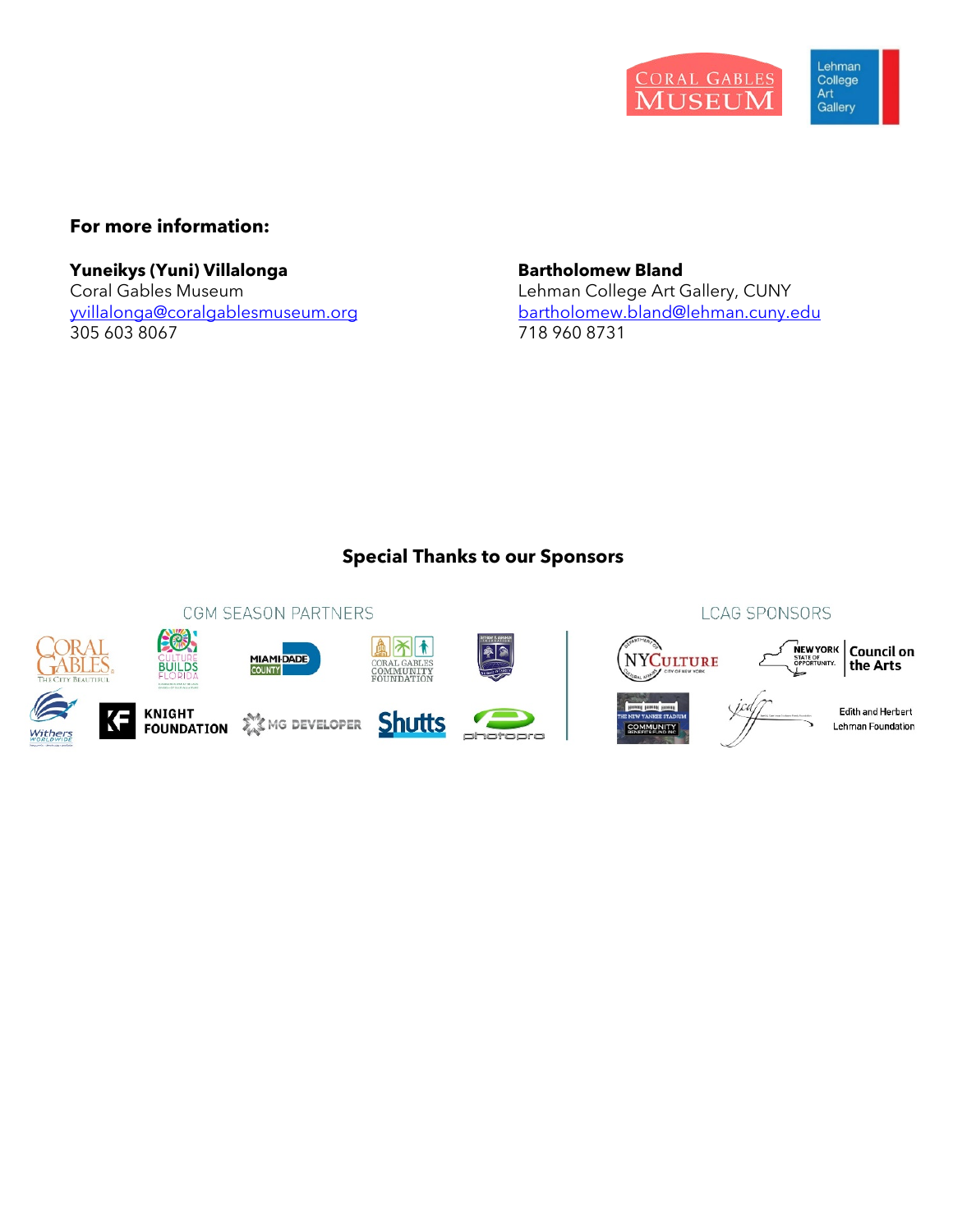**For more information:**

**Yuneikys (Yuni) Villalonga**
Coral Gables Museum
yvillalonga@coralgablesmuseum.org
305 603 8067

**Bartholomew Bland**
Lehman College Art Gallery, CUNY
bartholomew.bland@lehman.cuny.edu
718 960 8731

**Special Thanks to our Sponsors**

CGM SEASON PARTNERS

LCAG SPONSORS